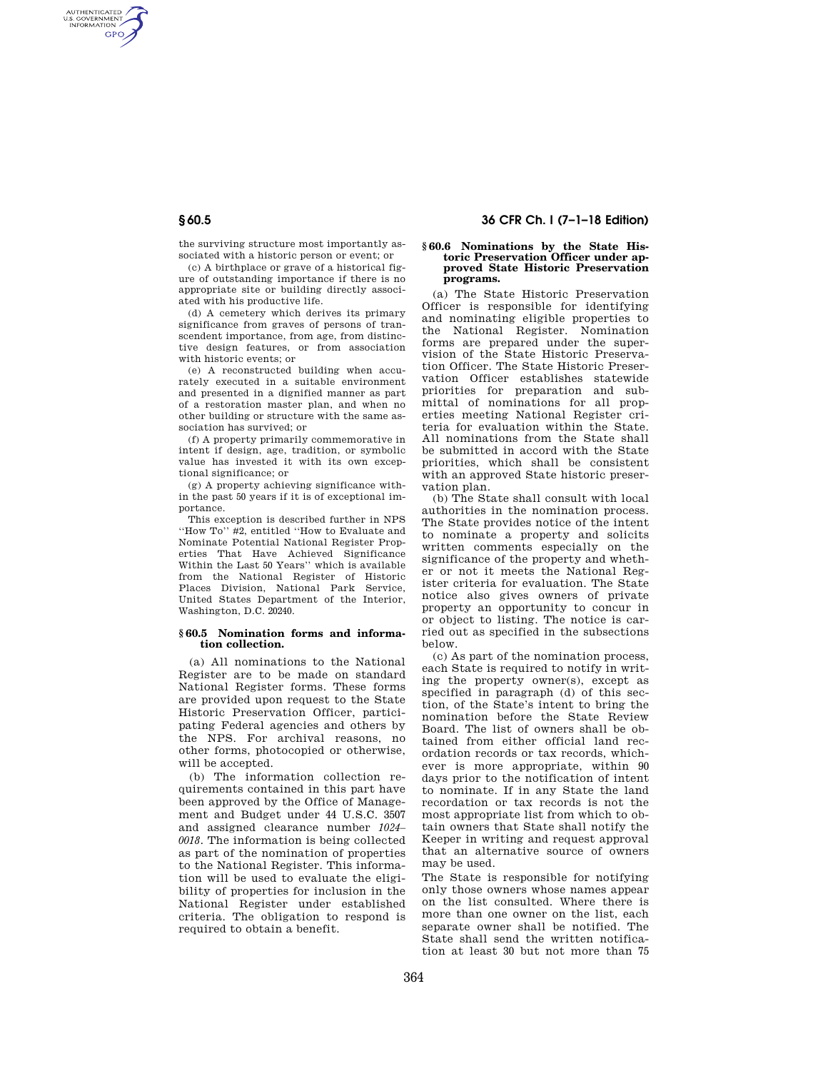the surviving structure most importantly associated with a historic person or event; or

(c) A birthplace or grave of a historical figure of outstanding importance if there is no appropriate site or building directly associated with his productive life.

(d) A cemetery which derives its primary significance from graves of persons of transcendent importance, from age, from distinctive design features, or from association with historic events; or

(e) A reconstructed building when accurately executed in a suitable environment and presented in a dignified manner as part of a restoration master plan, and when no other building or structure with the same association has survived; or

(f) A property primarily commemorative in intent if design, age, tradition, or symbolic value has invested it with its own exceptional significance; or

(g) A property achieving significance within the past 50 years if it is of exceptional importance.

This exception is described further in NPS "How To" #2, entitled "How to Evaluate and Nominate Potential National Register Properties That Have Achieved Significance Within the Last 50 Years" which is available from the National Register of Historic Places Division, National Park Service, United States Department of the Interior, Washington, D.C. 20240.

### § 60.5 Nomination forms and information collection.

(a) All nominations to the National Register are to be made on standard National Register forms. These forms are provided upon request to the State Historic Preservation Officer, participating Federal agencies and others by the NPS. For archival reasons, no other forms, photocopied or otherwise, will be accepted.

(b) The information collection requirements contained in this part have been approved by the Office of Management and Budget under 44 U.S.C. 3507 and assigned clearance number *1024–0018*. The information is being collected as part of the nomination of properties to the National Register. This information will be used to evaluate the eligibility of properties for inclusion in the National Register under established criteria. The obligation to respond is required to obtain a benefit.

### § 60.6 Nominations by the State Historic Preservation Officer under approved State Historic Preservation programs.

(a) The State Historic Preservation Officer is responsible for identifying and nominating eligible properties to the National Register. Nomination forms are prepared under the supervision of the State Historic Preservation Officer. The State Historic Preservation Officer establishes statewide priorities for preparation and submittal of nominations for all properties meeting National Register criteria for evaluation within the State. All nominations from the State shall be submitted in accord with the State priorities, which shall be consistent with an approved State historic preservation plan.

(b) The State shall consult with local authorities in the nomination process. The State provides notice of the intent to nominate a property and solicits written comments especially on the significance of the property and whether or not it meets the National Register criteria for evaluation. The State notice also gives owners of private property an opportunity to concur in or object to listing. The notice is carried out as specified in the subsections below.

(c) As part of the nomination process, each State is required to notify in writing the property owner(s), except as specified in paragraph (d) of this section, of the State's intent to bring the nomination before the State Review Board. The list of owners shall be obtained from either official land recordation records or tax records, whichever is more appropriate, within 90 days prior to the notification of intent to nominate. If in any State the land recordation or tax records is not the most appropriate list from which to obtain owners that State shall notify the Keeper in writing and request approval that an alternative source of owners may be used.

The State is responsible for notifying only those owners whose names appear on the list consulted. Where there is more than one owner on the list, each separate owner shall be notified. The State shall send the written notification at least 30 but not more than 75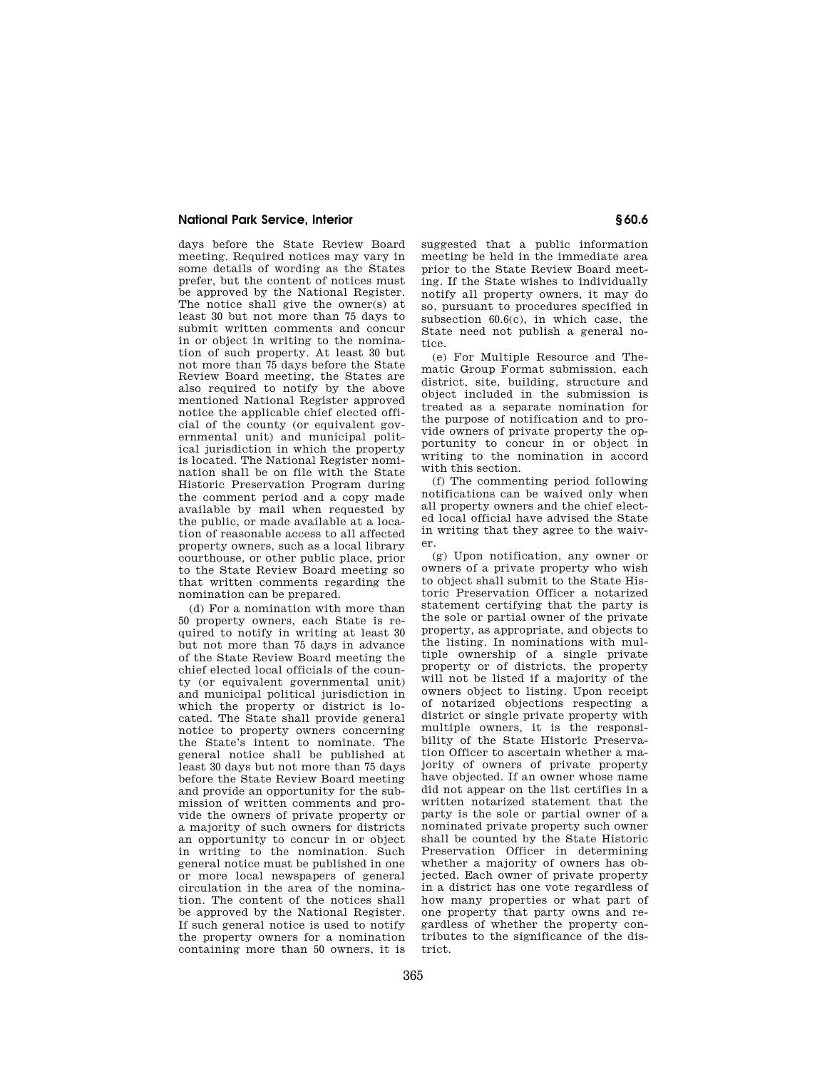days before the State Review Board meeting. Required notices may vary in some details of wording as the States prefer, but the content of notices must be approved by the National Register. The notice shall give the owner(s) at least 30 but not more than 75 days to submit written comments and concur in or object in writing to the nomination of such property. At least 30 but not more than 75 days before the State Review Board meeting, the States are also required to notify by the above mentioned National Register approved notice the applicable chief elected official of the county (or equivalent governmental unit) and municipal political jurisdiction in which the property is located. The National Register nomination shall be on file with the State Historic Preservation Program during the comment period and a copy made available by mail when requested by the public, or made available at a location of reasonable access to all affected property owners, such as a local library courthouse, or other public place, prior to the State Review Board meeting so that written comments regarding the nomination can be prepared.

(d) For a nomination with more than 50 property owners, each State is required to notify in writing at least 30 but not more than 75 days in advance of the State Review Board meeting the chief elected local officials of the county (or equivalent governmental unit) and municipal political jurisdiction in which the property or district is located. The State shall provide general notice to property owners concerning the State's intent to nominate. The general notice shall be published at least 30 days but not more than 75 days before the State Review Board meeting and provide an opportunity for the submission of written comments and provide the owners of private property or a majority of such owners for districts an opportunity to concur in or object in writing to the nomination. Such general notice must be published in one or more local newspapers of general circulation in the area of the nomination. The content of the notices shall be approved by the National Register. If such general notice is used to notify the property owners for a nomination containing more than 50 owners, it is suggested that a public information meeting be held in the immediate area prior to the State Review Board meeting. If the State wishes to individually notify all property owners, it may do so, pursuant to procedures specified in subsection 60.6(c), in which case, the State need not publish a general notice.

(e) For Multiple Resource and Thematic Group Format submission, each district, site, building, structure and object included in the submission is treated as a separate nomination for the purpose of notification and to provide owners of private property the opportunity to concur in or object in writing to the nomination in accord with this section.

(f) The commenting period following notifications can be waived only when all property owners and the chief elected local official have advised the State in writing that they agree to the waiver.

(g) Upon notification, any owner or owners of a private property who wish to object shall submit to the State Historic Preservation Officer a notarized statement certifying that the party is the sole or partial owner of the private property, as appropriate, and objects to the listing. In nominations with multiple ownership of a single private property or of districts, the property will not be listed if a majority of the owners object to listing. Upon receipt of notarized objections respecting a district or single private property with multiple owners, it is the responsibility of the State Historic Preservation Officer to ascertain whether a majority of owners of private property have objected. If an owner whose name did not appear on the list certifies in a written notarized statement that the party is the sole or partial owner of a nominated private property such owner shall be counted by the State Historic Preservation Officer in determining whether a majority of owners has objected. Each owner of private property in a district has one vote regardless of how many properties or what part of one property that party owns and regardless of whether the property contributes to the significance of the district.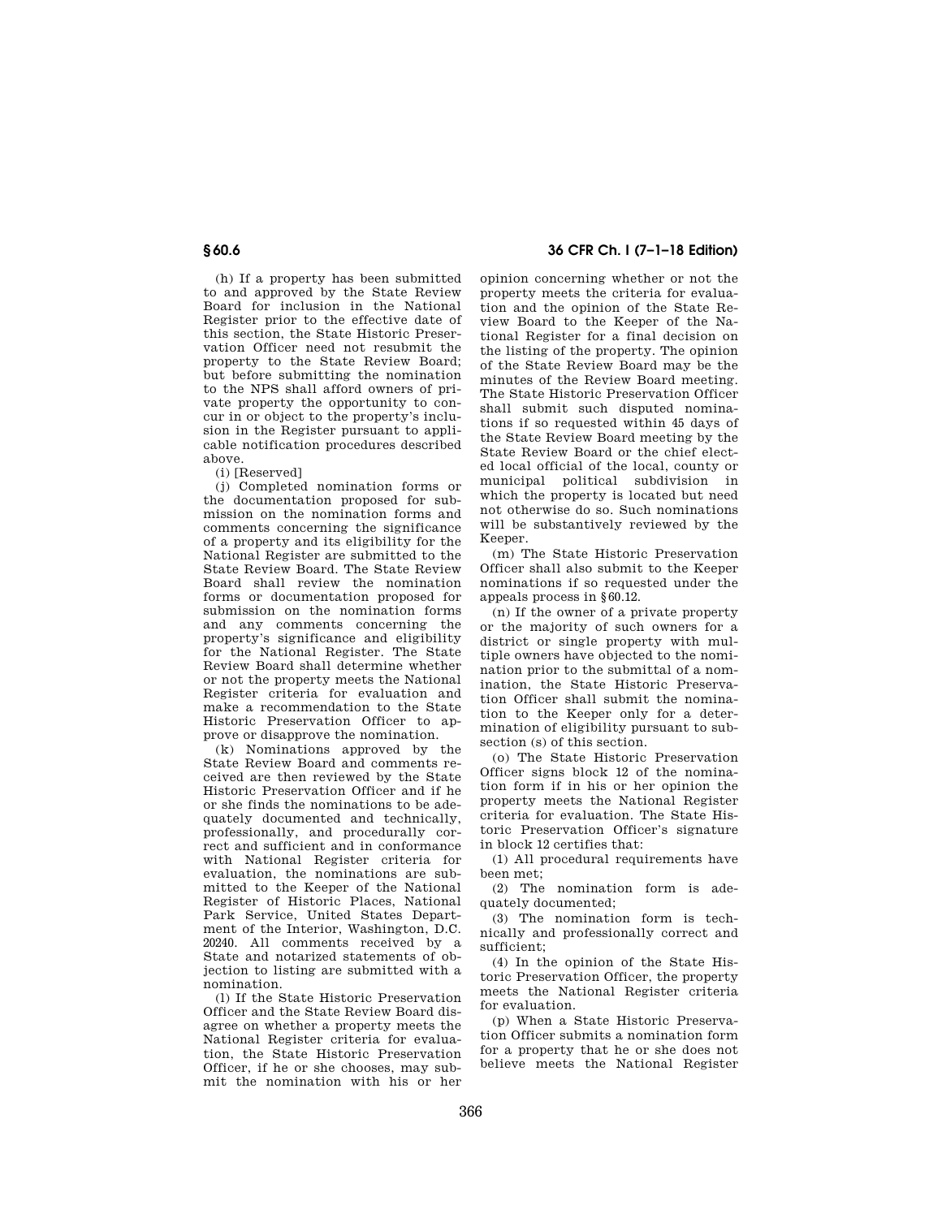(h) If a property has been submitted to and approved by the State Review Board for inclusion in the National Register prior to the effective date of this section, the State Historic Preservation Officer need not resubmit the property to the State Review Board; but before submitting the nomination to the NPS shall afford owners of private property the opportunity to concur in or object to the property's inclusion in the Register pursuant to applicable notification procedures described above.

(i) [Reserved]

(j) Completed nomination forms or the documentation proposed for submission on the nomination forms and comments concerning the significance of a property and its eligibility for the National Register are submitted to the State Review Board. The State Review Board shall review the nomination forms or documentation proposed for submission on the nomination forms and any comments concerning the property's significance and eligibility for the National Register. The State Review Board shall determine whether or not the property meets the National Register criteria for evaluation and make a recommendation to the State Historic Preservation Officer to approve or disapprove the nomination.

(k) Nominations approved by the State Review Board and comments received are then reviewed by the State Historic Preservation Officer and if he or she finds the nominations to be adequately documented and technically, professionally, and procedurally correct and sufficient and in conformance with National Register criteria for evaluation, the nominations are submitted to the Keeper of the National Register of Historic Places, National Park Service, United States Department of the Interior, Washington, D.C. 20240. All comments received by a State and notarized statements of objection to listing are submitted with a nomination.

(l) If the State Historic Preservation Officer and the State Review Board disagree on whether a property meets the National Register criteria for evaluation, the State Historic Preservation Officer, if he or she chooses, may submit the nomination with his or her opinion concerning whether or not the property meets the criteria for evaluation and the opinion of the State Review Board to the Keeper of the National Register for a final decision on the listing of the property. The opinion of the State Review Board may be the minutes of the Review Board meeting. The State Historic Preservation Officer shall submit such disputed nominations if so requested within 45 days of the State Review Board meeting by the State Review Board or the chief elected local official of the local, county or municipal political subdivision in which the property is located but need not otherwise do so. Such nominations will be substantively reviewed by the Keeper.

(m) The State Historic Preservation Officer shall also submit to the Keeper nominations if so requested under the appeals process in §60.12.

(n) If the owner of a private property or the majority of such owners for a district or single property with multiple owners have objected to the nomination prior to the submittal of a nomination, the State Historic Preservation Officer shall submit the nomination to the Keeper only for a determination of eligibility pursuant to subsection (s) of this section.

(o) The State Historic Preservation Officer signs block 12 of the nomination form if in his or her opinion the property meets the National Register criteria for evaluation. The State Historic Preservation Officer's signature in block 12 certifies that:

(1) All procedural requirements have been met;

(2) The nomination form is adequately documented;

(3) The nomination form is technically and professionally correct and sufficient;

(4) In the opinion of the State Historic Preservation Officer, the property meets the National Register criteria for evaluation.

(p) When a State Historic Preservation Officer submits a nomination form for a property that he or she does not believe meets the National Register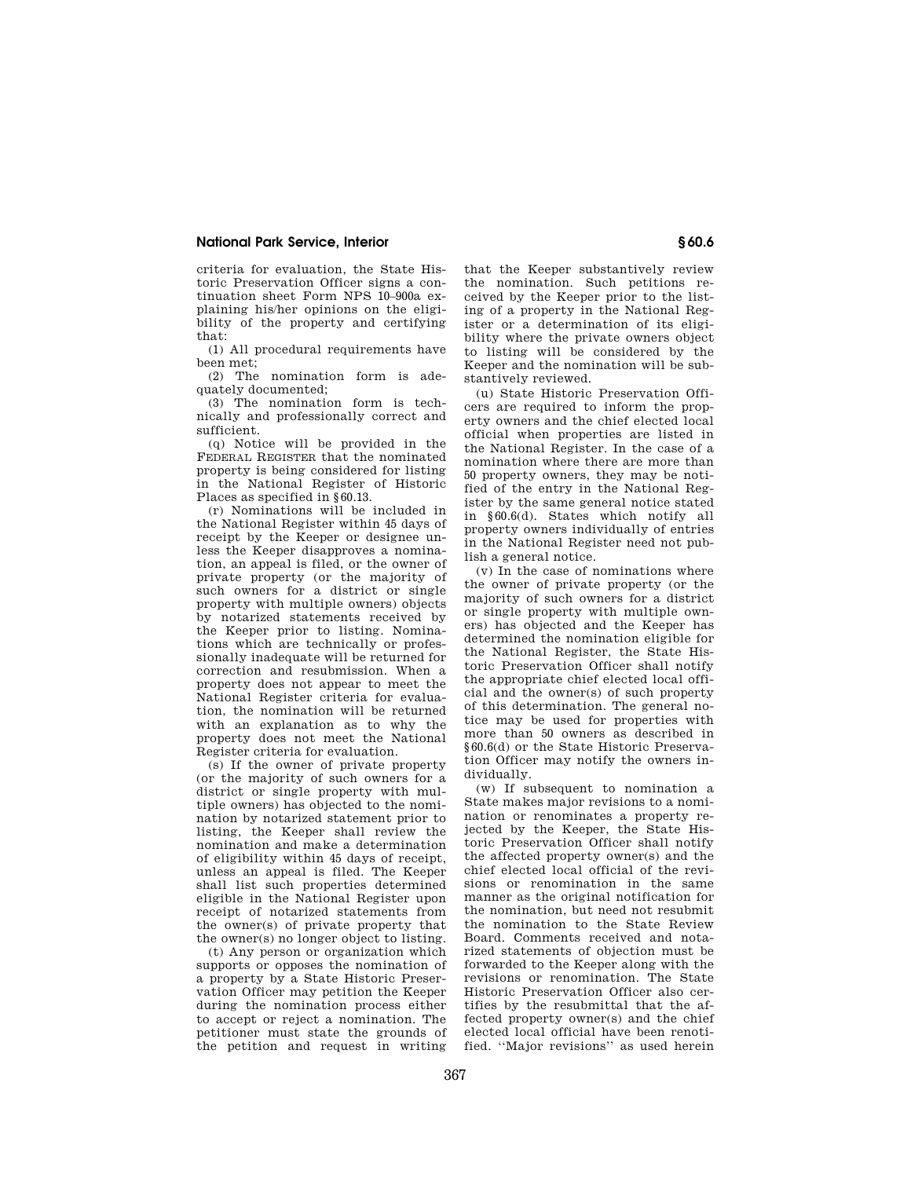criteria for evaluation, the State Historic Preservation Officer signs a continuation sheet Form NPS 10–900a explaining his/her opinions on the eligibility of the property and certifying that:

(1) All procedural requirements have been met;

(2) The nomination form is adequately documented;

(3) The nomination form is technically and professionally correct and sufficient.

(q) Notice will be provided in the FEDERAL REGISTER that the nominated property is being considered for listing in the National Register of Historic Places as specified in §60.13.

(r) Nominations will be included in the National Register within 45 days of receipt by the Keeper or designee unless the Keeper disapproves a nomination, an appeal is filed, or the owner of private property (or the majority of such owners for a district or single property with multiple owners) objects by notarized statements received by the Keeper prior to listing. Nominations which are technically or professionally inadequate will be returned for correction and resubmission. When a property does not appear to meet the National Register criteria for evaluation, the nomination will be returned with an explanation as to why the property does not meet the National Register criteria for evaluation.

(s) If the owner of private property (or the majority of such owners for a district or single property with multiple owners) has objected to the nomination by notarized statement prior to listing, the Keeper shall review the nomination and make a determination of eligibility within 45 days of receipt, unless an appeal is filed. The Keeper shall list such properties determined eligible in the National Register upon receipt of notarized statements from the owner(s) of private property that the owner(s) no longer object to listing.

(t) Any person or organization which supports or opposes the nomination of a property by a State Historic Preservation Officer may petition the Keeper during the nomination process either to accept or reject a nomination. The petitioner must state the grounds of the petition and request in writing that the Keeper substantively review the nomination. Such petitions received by the Keeper prior to the listing of a property in the National Register or a determination of its eligibility where the private owners object to listing will be considered by the Keeper and the nomination will be substantively reviewed.

(u) State Historic Preservation Officers are required to inform the property owners and the chief elected local official when properties are listed in the National Register. In the case of a nomination where there are more than 50 property owners, they may be notified of the entry in the National Register by the same general notice stated in §60.6(d). States which notify all property owners individually of entries in the National Register need not publish a general notice.

(v) In the case of nominations where the owner of private property (or the majority of such owners for a district or single property with multiple owners) has objected and the Keeper has determined the nomination eligible for the National Register, the State Historic Preservation Officer shall notify the appropriate chief elected local official and the owner(s) of such property of this determination. The general notice may be used for properties with more than 50 owners as described in §60.6(d) or the State Historic Preservation Officer may notify the owners individually.

(w) If subsequent to nomination a State makes major revisions to a nomination or renominates a property rejected by the Keeper, the State Historic Preservation Officer shall notify the affected property owner(s) and the chief elected local official of the revisions or renomination in the same manner as the original notification for the nomination, but need not resubmit the nomination to the State Review Board. Comments received and notarized statements of objection must be forwarded to the Keeper along with the revisions or renomination. The State Historic Preservation Officer also certifies by the resubmittal that the affected property owner(s) and the chief elected local official have been renotified. ''Major revisions'' as used herein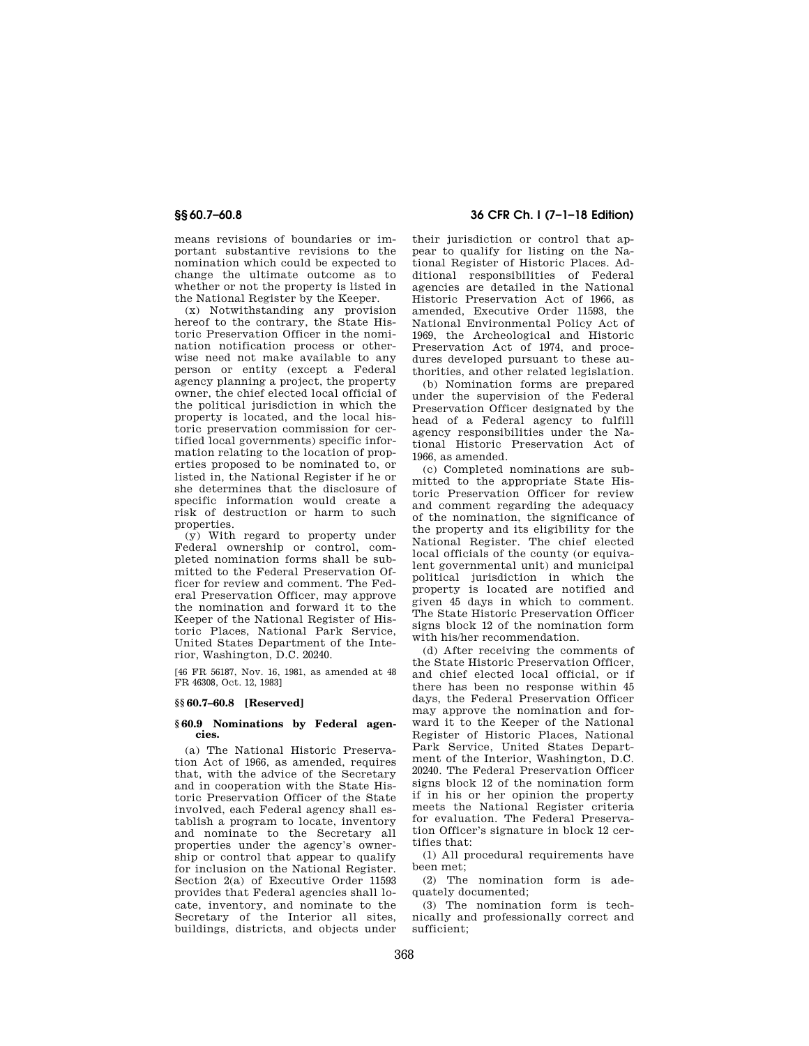means revisions of boundaries or important substantive revisions to the nomination which could be expected to change the ultimate outcome as to whether or not the property is listed in the National Register by the Keeper.

(x) Notwithstanding any provision hereof to the contrary, the State Historic Preservation Officer in the nomination notification process or otherwise need not make available to any person or entity (except a Federal agency planning a project, the property owner, the chief elected local official of the political jurisdiction in which the property is located, and the local historic preservation commission for certified local governments) specific information relating to the location of properties proposed to be nominated to, or listed in, the National Register if he or she determines that the disclosure of specific information would create a risk of destruction or harm to such properties.

(y) With regard to property under Federal ownership or control, completed nomination forms shall be submitted to the Federal Preservation Officer for review and comment. The Federal Preservation Officer, may approve the nomination and forward it to the Keeper of the National Register of Historic Places, National Park Service, United States Department of the Interior, Washington, D.C. 20240.

[46 FR 56187, Nov. 16, 1981, as amended at 48 FR 46308, Oct. 12, 1983]

### §§ 60.7–60.8 [Reserved]

### § 60.9 Nominations by Federal agencies.

(a) The National Historic Preservation Act of 1966, as amended, requires that, with the advice of the Secretary and in cooperation with the State Historic Preservation Officer of the State involved, each Federal agency shall establish a program to locate, inventory and nominate to the Secretary all properties under the agency's ownership or control that appear to qualify for inclusion on the National Register. Section 2(a) of Executive Order 11593 provides that Federal agencies shall locate, inventory, and nominate to the Secretary of the Interior all sites, buildings, districts, and objects under their jurisdiction or control that appear to qualify for listing on the National Register of Historic Places. Additional responsibilities of Federal agencies are detailed in the National Historic Preservation Act of 1966, as amended, Executive Order 11593, the National Environmental Policy Act of 1969, the Archeological and Historic Preservation Act of 1974, and procedures developed pursuant to these authorities, and other related legislation.

(b) Nomination forms are prepared under the supervision of the Federal Preservation Officer designated by the head of a Federal agency to fulfill agency responsibilities under the National Historic Preservation Act of 1966, as amended.

(c) Completed nominations are submitted to the appropriate State Historic Preservation Officer for review and comment regarding the adequacy of the nomination, the significance of the property and its eligibility for the National Register. The chief elected local officials of the county (or equivalent governmental unit) and municipal political jurisdiction in which the property is located are notified and given 45 days in which to comment. The State Historic Preservation Officer signs block 12 of the nomination form with his/her recommendation.

(d) After receiving the comments of the State Historic Preservation Officer, and chief elected local official, or if there has been no response within 45 days, the Federal Preservation Officer may approve the nomination and forward it to the Keeper of the National Register of Historic Places, National Park Service, United States Department of the Interior, Washington, D.C. 20240. The Federal Preservation Officer signs block 12 of the nomination form if in his or her opinion the property meets the National Register criteria for evaluation. The Federal Preservation Officer's signature in block 12 certifies that:

(1) All procedural requirements have been met;

(2) The nomination form is adequately documented;

(3) The nomination form is technically and professionally correct and sufficient;